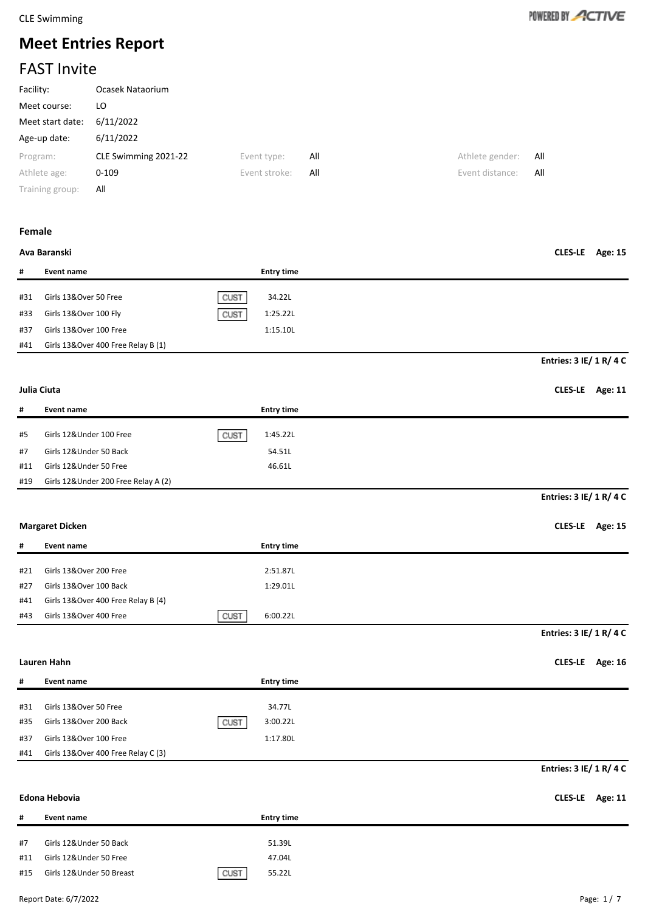CLE Swimming

# Meet Entries Report

## FAST Invite

| | |
|---|---|
| Facility: | Ocasek Nataorium |
| Meet course: | LO |
| Meet start date: | 6/11/2022 |
| Age-up date: | 6/11/2022 |

| | | | | | |
|---|---|---|---|---|---|
| Program: | CLE Swimming 2021-22 | Event type: | All | Athlete gender: | All |
| Athlete age: | 0-109 | Event stroke: | All | Event distance: | All |
| Training group: | All | | | | |

### Female

**Ava Baranski** — CLES-LE Age: 15

| # | Event name | | Entry time |
|---|---|---|---|
| #31 | Girls 13&Over 50 Free | CUST | 34.22L |
| #33 | Girls 13&Over 100 Fly | CUST | 1:25.22L |
| #37 | Girls 13&Over 100 Free | | 1:15.10L |
| #41 | Girls 13&Over 400 Free Relay B (1) | | |

**Entries: 3 IE/ 1 R/ 4 C**

**Julia Ciuta** — CLES-LE Age: 11

| # | Event name | | Entry time |
|---|---|---|---|
| #5 | Girls 12&Under 100 Free | CUST | 1:45.22L |
| #7 | Girls 12&Under 50 Back | | 54.51L |
| #11 | Girls 12&Under 50 Free | | 46.61L |
| #19 | Girls 12&Under 200 Free Relay A (2) | | |

**Entries: 3 IE/ 1 R/ 4 C**

**Margaret Dicken** — CLES-LE Age: 15

| # | Event name | | Entry time |
|---|---|---|---|
| #21 | Girls 13&Over 200 Free | | 2:51.87L |
| #27 | Girls 13&Over 100 Back | | 1:29.01L |
| #41 | Girls 13&Over 400 Free Relay B (4) | | |
| #43 | Girls 13&Over 400 Free | CUST | 6:00.22L |

**Entries: 3 IE/ 1 R/ 4 C**

**Lauren Hahn** — CLES-LE Age: 16

| # | Event name | | Entry time |
|---|---|---|---|
| #31 | Girls 13&Over 50 Free | | 34.77L |
| #35 | Girls 13&Over 200 Back | CUST | 3:00.22L |
| #37 | Girls 13&Over 100 Free | | 1:17.80L |
| #41 | Girls 13&Over 400 Free Relay C (3) | | |

**Entries: 3 IE/ 1 R/ 4 C**

**Edona Hebovia** — CLES-LE Age: 11

| # | Event name | | Entry time |
|---|---|---|---|
| #7 | Girls 12&Under 50 Back | | 51.39L |
| #11 | Girls 12&Under 50 Free | | 47.04L |
| #15 | Girls 12&Under 50 Breast | CUST | 55.22L |

Report Date: 6/7/2022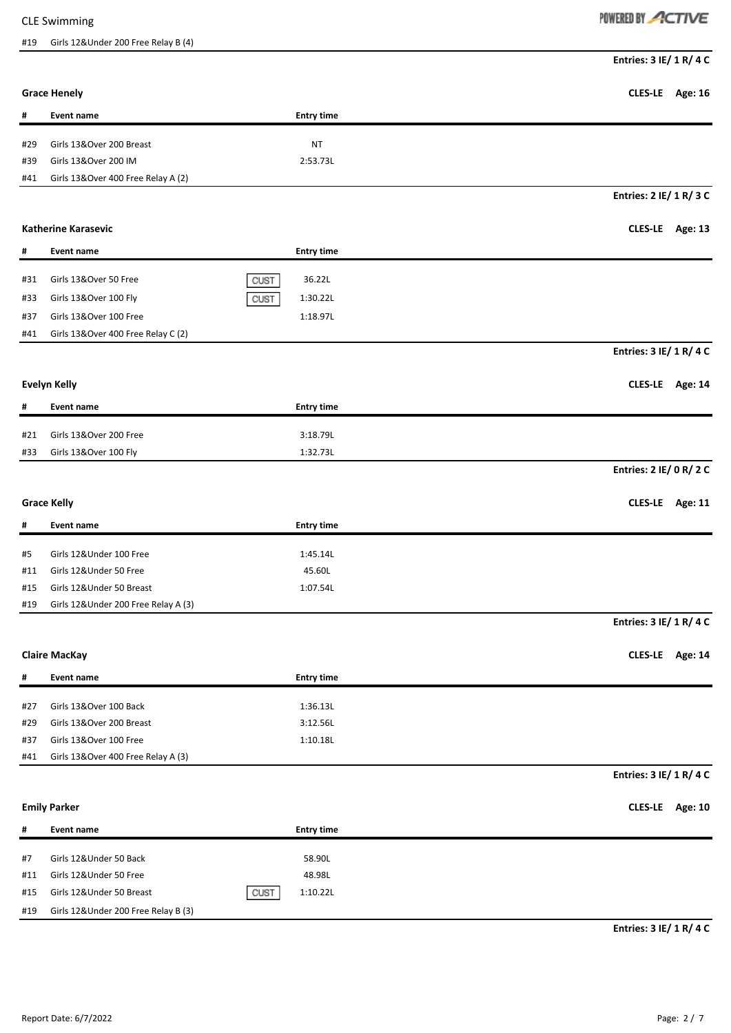CLE Swimming

| # | Event name | | Entry time |
|---|---|---|---|
| #19 | Girls 12&Under 200 Free Relay B (4) | | |

**Entries: 3 IE/ 1 R/ 4 C**

**Grace Henely** — **CLES-LE Age: 16**

| # | Event name | | Entry time |
|---|---|---|---|
| #29 | Girls 13&Over 200 Breast | | NT |
| #39 | Girls 13&Over 200 IM | | 2:53.73L |
| #41 | Girls 13&Over 400 Free Relay A (2) | | |

**Entries: 2 IE/ 1 R/ 3 C**

**Katherine Karasevic** — **CLES-LE Age: 13**

| # | Event name | | Entry time |
|---|---|---|---|
| #31 | Girls 13&Over 50 Free | CUST | 36.22L |
| #33 | Girls 13&Over 100 Fly | CUST | 1:30.22L |
| #37 | Girls 13&Over 100 Free | | 1:18.97L |
| #41 | Girls 13&Over 400 Free Relay C (2) | | |

**Entries: 3 IE/ 1 R/ 4 C**

**Evelyn Kelly** — **CLES-LE Age: 14**

| # | Event name | | Entry time |
|---|---|---|---|
| #21 | Girls 13&Over 200 Free | | 3:18.79L |
| #33 | Girls 13&Over 100 Fly | | 1:32.73L |

**Entries: 2 IE/ 0 R/ 2 C**

**Grace Kelly** — **CLES-LE Age: 11**

| # | Event name | | Entry time |
|---|---|---|---|
| #5 | Girls 12&Under 100 Free | | 1:45.14L |
| #11 | Girls 12&Under 50 Free | | 45.60L |
| #15 | Girls 12&Under 50 Breast | | 1:07.54L |
| #19 | Girls 12&Under 200 Free Relay A (3) | | |

**Entries: 3 IE/ 1 R/ 4 C**

**Claire MacKay** — **CLES-LE Age: 14**

| # | Event name | | Entry time |
|---|---|---|---|
| #27 | Girls 13&Over 100 Back | | 1:36.13L |
| #29 | Girls 13&Over 200 Breast | | 3:12.56L |
| #37 | Girls 13&Over 100 Free | | 1:10.18L |
| #41 | Girls 13&Over 400 Free Relay A (3) | | |

**Entries: 3 IE/ 1 R/ 4 C**

**Emily Parker** — **CLES-LE Age: 10**

| # | Event name | | Entry time |
|---|---|---|---|
| #7 | Girls 12&Under 50 Back | | 58.90L |
| #11 | Girls 12&Under 50 Free | | 48.98L |
| #15 | Girls 12&Under 50 Breast | CUST | 1:10.22L |
| #19 | Girls 12&Under 200 Free Relay B (3) | | |

**Entries: 3 IE/ 1 R/ 4 C**

Report Date: 6/7/2022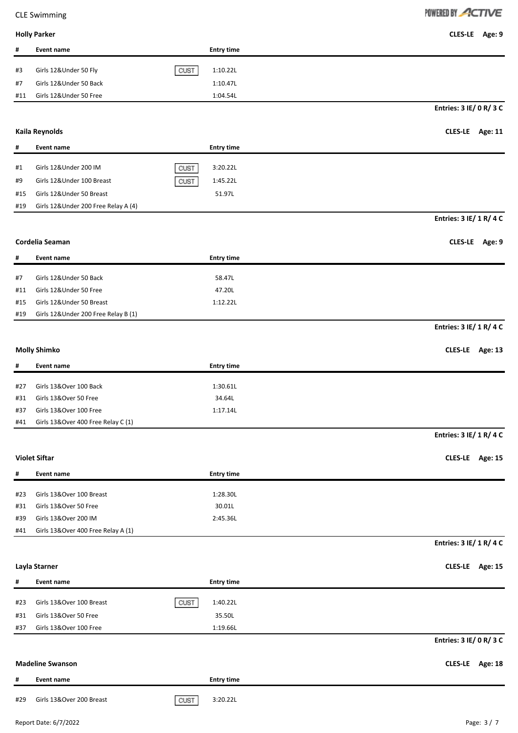**Holly Parker** CLES-LE Age: 9

| # | Event name | | Entry time |
|---|---|---|---|
| #3 | Girls 12&Under 50 Fly | CUST | 1:10.22L |
| #7 | Girls 12&Under 50 Back | | 1:10.47L |
| #11 | Girls 12&Under 50 Free | | 1:04.54L |

**Entries: 3 IE/ 0 R/ 3 C**

**Kaila Reynolds** CLES-LE Age: 11

| # | Event name | | Entry time |
|---|---|---|---|
| #1 | Girls 12&Under 200 IM | CUST | 3:20.22L |
| #9 | Girls 12&Under 100 Breast | CUST | 1:45.22L |
| #15 | Girls 12&Under 50 Breast | | 51.97L |
| #19 | Girls 12&Under 200 Free Relay A (4) | | |

**Entries: 3 IE/ 1 R/ 4 C**

**Cordelia Seaman** CLES-LE Age: 9

| # | Event name | | Entry time |
|---|---|---|---|
| #7 | Girls 12&Under 50 Back | | 58.47L |
| #11 | Girls 12&Under 50 Free | | 47.20L |
| #15 | Girls 12&Under 50 Breast | | 1:12.22L |
| #19 | Girls 12&Under 200 Free Relay B (1) | | |

**Entries: 3 IE/ 1 R/ 4 C**

**Molly Shimko** CLES-LE Age: 13

| # | Event name | | Entry time |
|---|---|---|---|
| #27 | Girls 13&Over 100 Back | | 1:30.61L |
| #31 | Girls 13&Over 50 Free | | 34.64L |
| #37 | Girls 13&Over 100 Free | | 1:17.14L |
| #41 | Girls 13&Over 400 Free Relay C (1) | | |

**Entries: 3 IE/ 1 R/ 4 C**

**Violet Siftar** CLES-LE Age: 15

| # | Event name | | Entry time |
|---|---|---|---|
| #23 | Girls 13&Over 100 Breast | | 1:28.30L |
| #31 | Girls 13&Over 50 Free | | 30.01L |
| #39 | Girls 13&Over 200 IM | | 2:45.36L |
| #41 | Girls 13&Over 400 Free Relay A (1) | | |

**Entries: 3 IE/ 1 R/ 4 C**

**Layla Starner** CLES-LE Age: 15

| # | Event name | | Entry time |
|---|---|---|---|
| #23 | Girls 13&Over 100 Breast | CUST | 1:40.22L |
| #31 | Girls 13&Over 50 Free | | 35.50L |
| #37 | Girls 13&Over 100 Free | | 1:19.66L |

**Entries: 3 IE/ 0 R/ 3 C**

**Madeline Swanson** CLES-LE Age: 18

| # | Event name | | Entry time |
|---|---|---|---|
| #29 | Girls 13&Over 200 Breast | CUST | 3:20.22L |

Report Date: 6/7/2022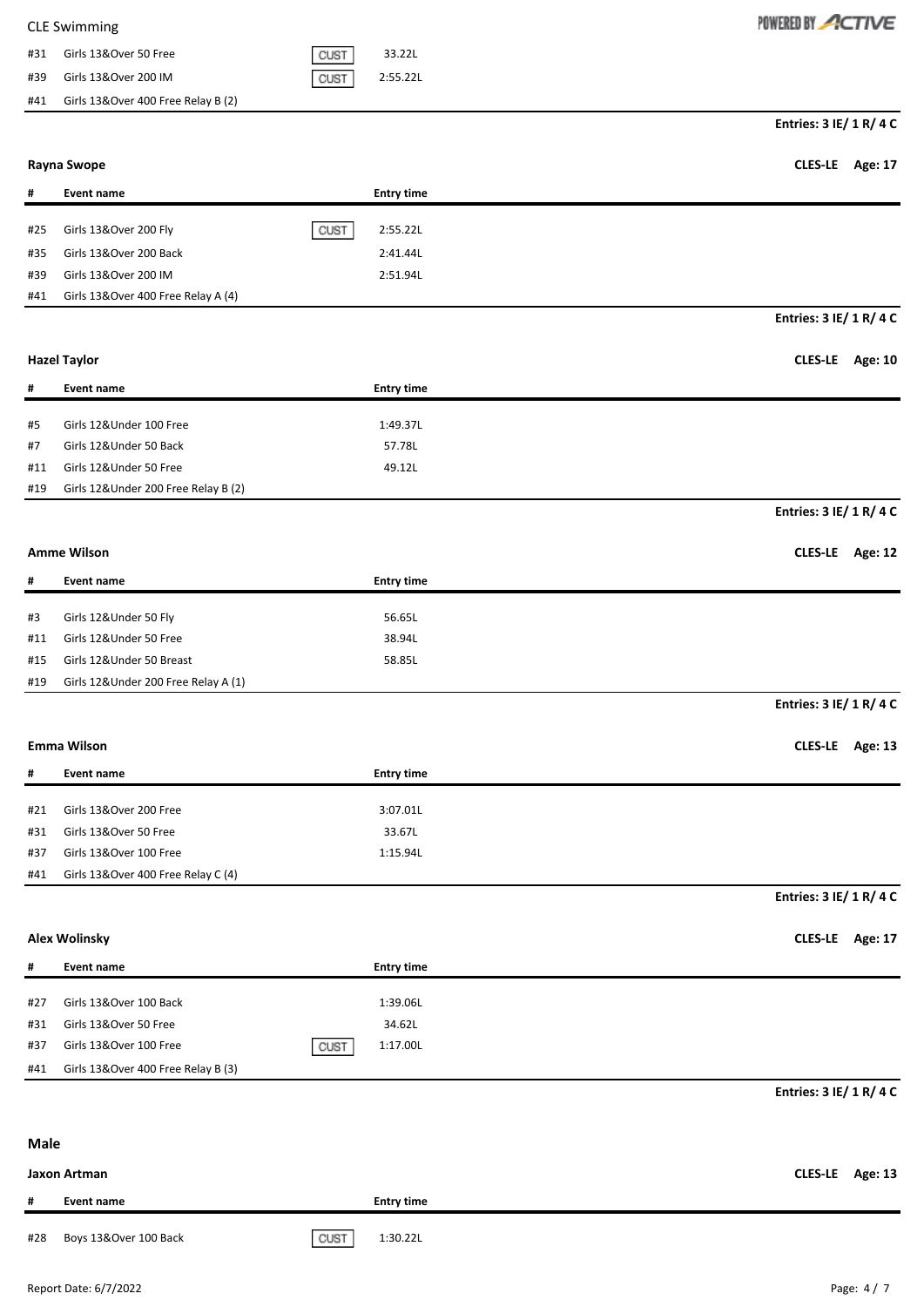| # | Event name | | Entry time |
|---|---|---|---|
| #31 | Girls 13&Over 50 Free | CUST | 33.22L |
| #39 | Girls 13&Over 200 IM | CUST | 2:55.22L |
| #41 | Girls 13&Over 400 Free Relay B (2) | | |

**Entries: 3 IE/ 1 R/ 4 C**

**Rayna Swope** — **CLES-LE Age: 17**

| # | Event name | | Entry time |
|---|---|---|---|
| #25 | Girls 13&Over 200 Fly | CUST | 2:55.22L |
| #35 | Girls 13&Over 200 Back | | 2:41.44L |
| #39 | Girls 13&Over 200 IM | | 2:51.94L |
| #41 | Girls 13&Over 400 Free Relay A (4) | | |

**Entries: 3 IE/ 1 R/ 4 C**

**Hazel Taylor** — **CLES-LE Age: 10**

| # | Event name | | Entry time |
|---|---|---|---|
| #5 | Girls 12&Under 100 Free | | 1:49.37L |
| #7 | Girls 12&Under 50 Back | | 57.78L |
| #11 | Girls 12&Under 50 Free | | 49.12L |
| #19 | Girls 12&Under 200 Free Relay B (2) | | |

**Entries: 3 IE/ 1 R/ 4 C**

**Amme Wilson** — **CLES-LE Age: 12**

| # | Event name | | Entry time |
|---|---|---|---|
| #3 | Girls 12&Under 50 Fly | | 56.65L |
| #11 | Girls 12&Under 50 Free | | 38.94L |
| #15 | Girls 12&Under 50 Breast | | 58.85L |
| #19 | Girls 12&Under 200 Free Relay A (1) | | |

**Entries: 3 IE/ 1 R/ 4 C**

**Emma Wilson** — **CLES-LE Age: 13**

| # | Event name | | Entry time |
|---|---|---|---|
| #21 | Girls 13&Over 200 Free | | 3:07.01L |
| #31 | Girls 13&Over 50 Free | | 33.67L |
| #37 | Girls 13&Over 100 Free | | 1:15.94L |
| #41 | Girls 13&Over 400 Free Relay C (4) | | |

**Entries: 3 IE/ 1 R/ 4 C**

**Alex Wolinsky** — **CLES-LE Age: 17**

| # | Event name | | Entry time |
|---|---|---|---|
| #27 | Girls 13&Over 100 Back | | 1:39.06L |
| #31 | Girls 13&Over 50 Free | | 34.62L |
| #37 | Girls 13&Over 100 Free | CUST | 1:17.00L |
| #41 | Girls 13&Over 400 Free Relay B (3) | | |

**Entries: 3 IE/ 1 R/ 4 C**

## Male

**Jaxon Artman** — **CLES-LE Age: 13**

| # | Event name | | Entry time |
|---|---|---|---|
| #28 | Boys 13&Over 100 Back | CUST | 1:30.22L |

Report Date: 6/7/2022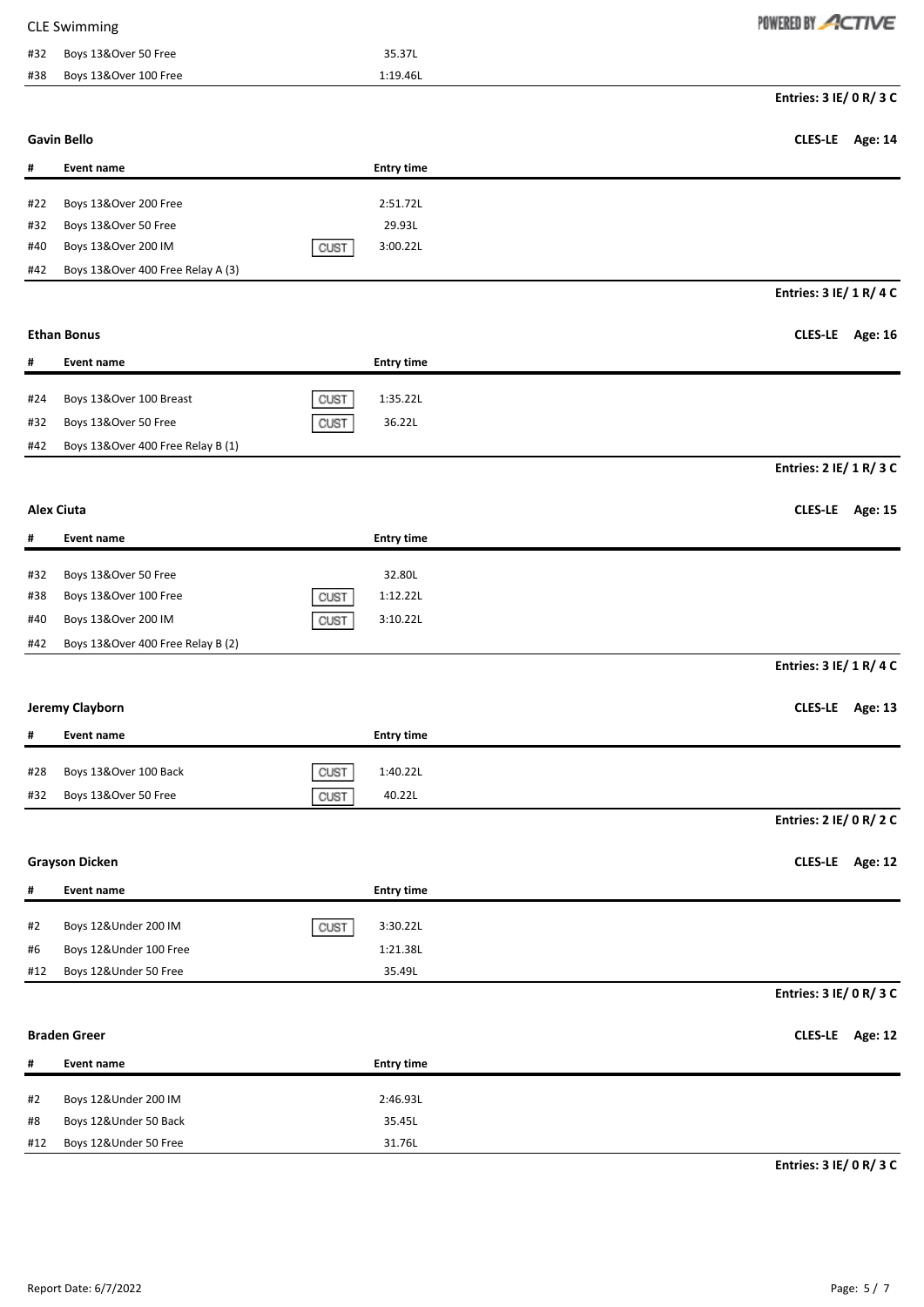CLE Swimming

| # | Event name | | Entry time |
|---|---|---|---|
| #32 | Boys 13&Over 50 Free | | 35.37L |
| #38 | Boys 13&Over 100 Free | | 1:19.46L |

**Entries: 3 IE/ 0 R/ 3 C**

**Gavin Bello** — **CLES-LE Age: 14**

| # | Event name | | Entry time |
|---|---|---|---|
| #22 | Boys 13&Over 200 Free | | 2:51.72L |
| #32 | Boys 13&Over 50 Free | | 29.93L |
| #40 | Boys 13&Over 200 IM | CUST | 3:00.22L |
| #42 | Boys 13&Over 400 Free Relay A (3) | | |

**Entries: 3 IE/ 1 R/ 4 C**

**Ethan Bonus** — **CLES-LE Age: 16**

| # | Event name | | Entry time |
|---|---|---|---|
| #24 | Boys 13&Over 100 Breast | CUST | 1:35.22L |
| #32 | Boys 13&Over 50 Free | CUST | 36.22L |
| #42 | Boys 13&Over 400 Free Relay B (1) | | |

**Entries: 2 IE/ 1 R/ 3 C**

**Alex Ciuta** — **CLES-LE Age: 15**

| # | Event name | | Entry time |
|---|---|---|---|
| #32 | Boys 13&Over 50 Free | | 32.80L |
| #38 | Boys 13&Over 100 Free | CUST | 1:12.22L |
| #40 | Boys 13&Over 200 IM | CUST | 3:10.22L |
| #42 | Boys 13&Over 400 Free Relay B (2) | | |

**Entries: 3 IE/ 1 R/ 4 C**

**Jeremy Clayborn** — **CLES-LE Age: 13**

| # | Event name | | Entry time |
|---|---|---|---|
| #28 | Boys 13&Over 100 Back | CUST | 1:40.22L |
| #32 | Boys 13&Over 50 Free | CUST | 40.22L |

**Entries: 2 IE/ 0 R/ 2 C**

**Grayson Dicken** — **CLES-LE Age: 12**

| # | Event name | | Entry time |
|---|---|---|---|
| #2 | Boys 12&Under 200 IM | CUST | 3:30.22L |
| #6 | Boys 12&Under 100 Free | | 1:21.38L |
| #12 | Boys 12&Under 50 Free | | 35.49L |

**Entries: 3 IE/ 0 R/ 3 C**

**Braden Greer** — **CLES-LE Age: 12**

| # | Event name | | Entry time |
|---|---|---|---|
| #2 | Boys 12&Under 200 IM | | 2:46.93L |
| #8 | Boys 12&Under 50 Back | | 35.45L |
| #12 | Boys 12&Under 50 Free | | 31.76L |

**Entries: 3 IE/ 0 R/ 3 C**

Report Date: 6/7/2022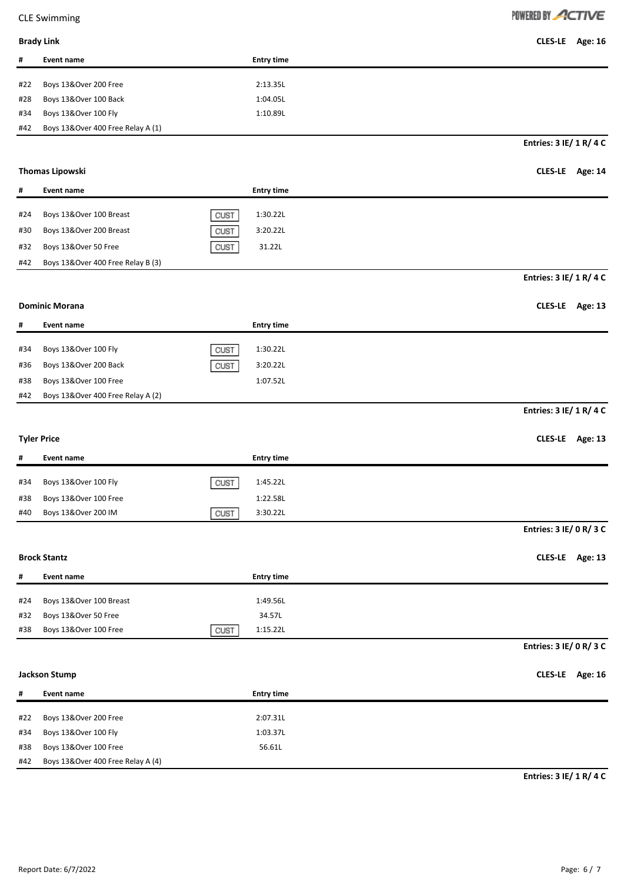CLE Swimming

**Brady Link** — **CLES-LE** **Age: 16**

| # | Event name | | Entry time |
|---|---|---|---|
| #22 | Boys 13&Over 200 Free | | 2:13.35L |
| #28 | Boys 13&Over 100 Back | | 1:04.05L |
| #34 | Boys 13&Over 100 Fly | | 1:10.89L |
| #42 | Boys 13&Over 400 Free Relay A (1) | | |

**Entries: 3 IE/ 1 R/ 4 C**

**Thomas Lipowski** — **CLES-LE** **Age: 14**

| # | Event name | | Entry time |
|---|---|---|---|
| #24 | Boys 13&Over 100 Breast | CUST | 1:30.22L |
| #30 | Boys 13&Over 200 Breast | CUST | 3:20.22L |
| #32 | Boys 13&Over 50 Free | CUST | 31.22L |
| #42 | Boys 13&Over 400 Free Relay B (3) | | |

**Entries: 3 IE/ 1 R/ 4 C**

**Dominic Morana** — **CLES-LE** **Age: 13**

| # | Event name | | Entry time |
|---|---|---|---|
| #34 | Boys 13&Over 100 Fly | CUST | 1:30.22L |
| #36 | Boys 13&Over 200 Back | CUST | 3:20.22L |
| #38 | Boys 13&Over 100 Free | | 1:07.52L |
| #42 | Boys 13&Over 400 Free Relay A (2) | | |

**Entries: 3 IE/ 1 R/ 4 C**

**Tyler Price** — **CLES-LE** **Age: 13**

| # | Event name | | Entry time |
|---|---|---|---|
| #34 | Boys 13&Over 100 Fly | CUST | 1:45.22L |
| #38 | Boys 13&Over 100 Free | | 1:22.58L |
| #40 | Boys 13&Over 200 IM | CUST | 3:30.22L |

**Entries: 3 IE/ 0 R/ 3 C**

**Brock Stantz** — **CLES-LE** **Age: 13**

| # | Event name | | Entry time |
|---|---|---|---|
| #24 | Boys 13&Over 100 Breast | | 1:49.56L |
| #32 | Boys 13&Over 50 Free | | 34.57L |
| #38 | Boys 13&Over 100 Free | CUST | 1:15.22L |

**Entries: 3 IE/ 0 R/ 3 C**

**Jackson Stump** — **CLES-LE** **Age: 16**

| # | Event name | | Entry time |
|---|---|---|---|
| #22 | Boys 13&Over 200 Free | | 2:07.31L |
| #34 | Boys 13&Over 100 Fly | | 1:03.37L |
| #38 | Boys 13&Over 100 Free | | 56.61L |
| #42 | Boys 13&Over 400 Free Relay A (4) | | |

**Entries: 3 IE/ 1 R/ 4 C**

Report Date: 6/7/2022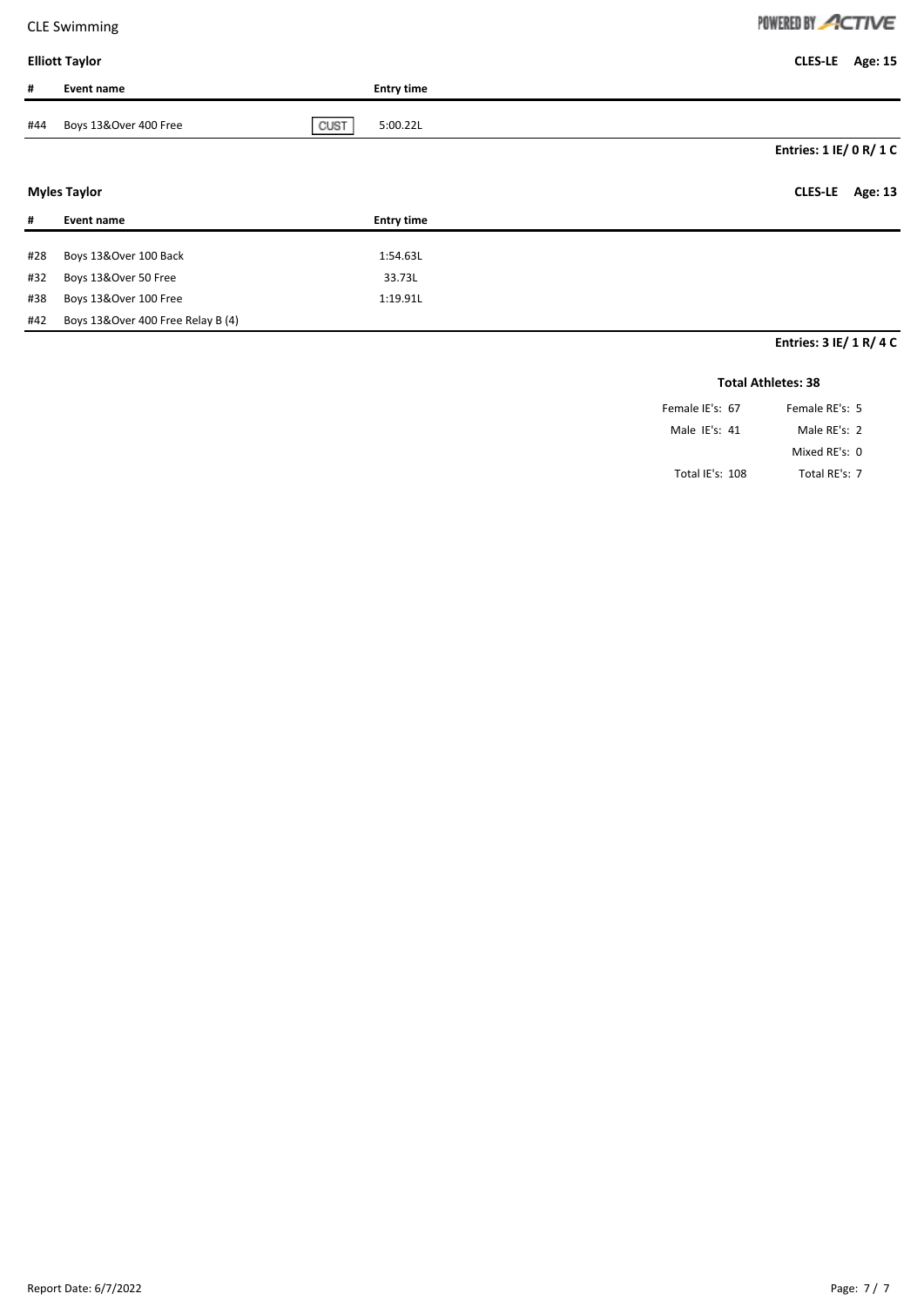**Elliott Taylor** CLES-LE **Age: 15**

| # | Event name | | Entry time |
|---|---|---|---|
| #44 | Boys 13&Over 400 Free | CUST | 5:00.22L |

**Entries: 1 IE/ 0 R/ 1 C**

**Myles Taylor** CLES-LE **Age: 13**

| # | Event name | Entry time |
|---|---|---|
| #28 | Boys 13&Over 100 Back | 1:54.63L |
| #32 | Boys 13&Over 50 Free | 33.73L |
| #38 | Boys 13&Over 100 Free | 1:19.91L |
| #42 | Boys 13&Over 400 Free Relay B (4) | |

**Entries: 3 IE/ 1 R/ 4 C**

**Total Athletes: 38**

| | |
|---|---|
| Female IE's: 67 | Female RE's: 5 |
| Male IE's: 41 | Male RE's: 2 |
| | Mixed RE's: 0 |
| Total IE's: 108 | Total RE's: 7 |